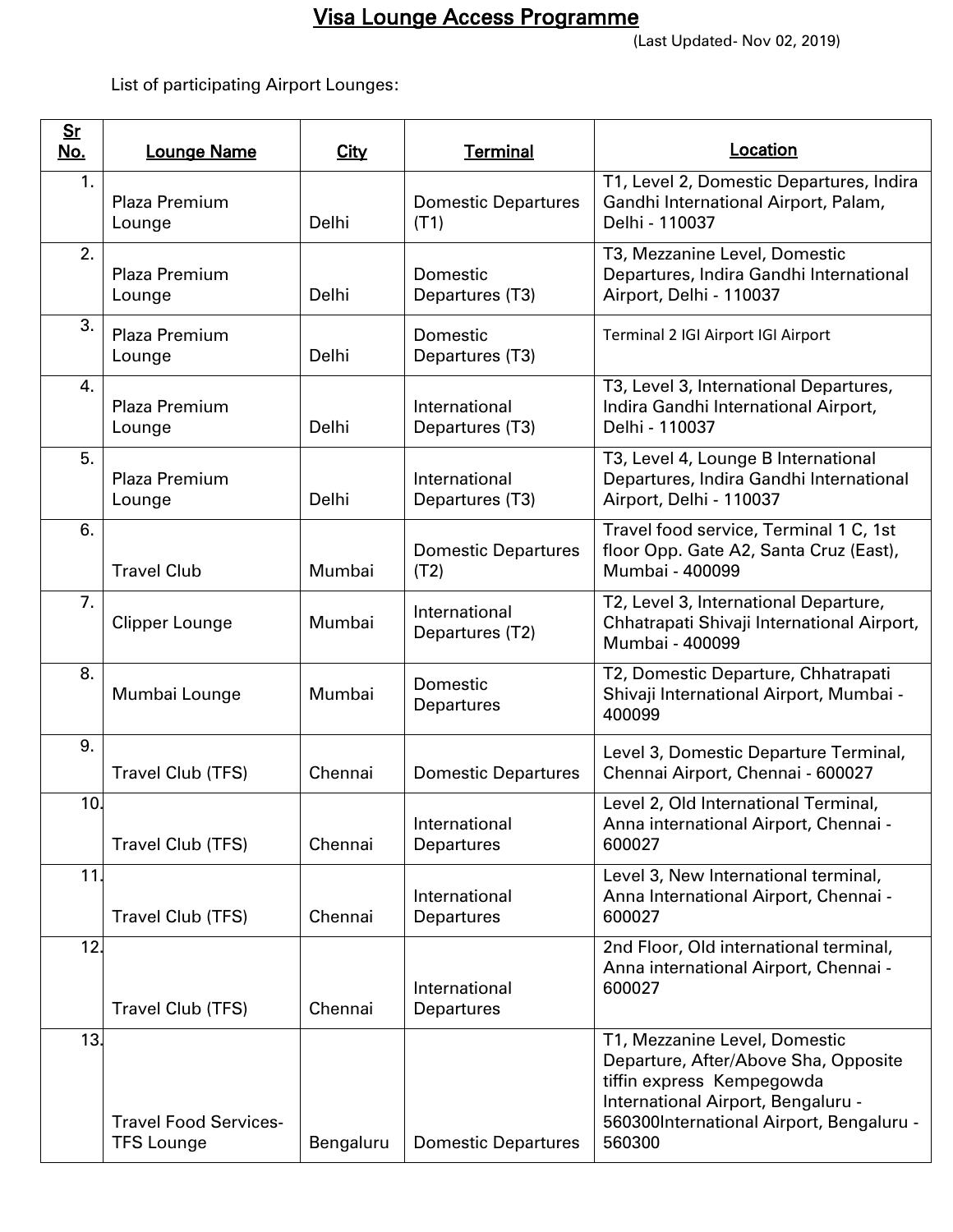# Visa Lounge Access Programme

(Last Updated- Nov 02, 2019)

List of participating Airport Lounges:

| Sr No. | Lounge Name | City | Terminal | Location |
|---|---|---|---|---|
| 1. | Plaza Premium Lounge | Delhi | Domestic Departures (T1) | T1, Level 2, Domestic Departures, Indira Gandhi International Airport, Palam, Delhi - 110037 |
| 2. | Plaza Premium Lounge | Delhi | Domestic Departures (T3) | T3, Mezzanine Level, Domestic Departures, Indira Gandhi International Airport, Delhi - 110037 |
| 3. | Plaza Premium Lounge | Delhi | Domestic Departures (T3) | Terminal 2 IGI Airport IGI Airport |
| 4. | Plaza Premium Lounge | Delhi | International Departures (T3) | T3, Level 3, International Departures, Indira Gandhi International Airport, Delhi - 110037 |
| 5. | Plaza Premium Lounge | Delhi | International Departures (T3) | T3, Level 4, Lounge B International Departures, Indira Gandhi International Airport, Delhi - 110037 |
| 6. | Travel Club | Mumbai | Domestic Departures (T2) | Travel food service, Terminal 1 C, 1st floor Opp. Gate A2, Santa Cruz (East), Mumbai - 400099 |
| 7. | Clipper Lounge | Mumbai | International Departures (T2) | T2, Level 3, International Departure, Chhatrapati Shivaji International Airport, Mumbai - 400099 |
| 8. | Mumbai Lounge | Mumbai | Domestic Departures | T2, Domestic Departure, Chhatrapati Shivaji International Airport, Mumbai - 400099 |
| 9. | Travel Club (TFS) | Chennai | Domestic Departures | Level 3, Domestic Departure Terminal, Chennai Airport, Chennai - 600027 |
| 10. | Travel Club (TFS) | Chennai | International Departures | Level 2, Old International Terminal, Anna international Airport, Chennai - 600027 |
| 11. | Travel Club (TFS) | Chennai | International Departures | Level 3, New International terminal, Anna International Airport, Chennai - 600027 |
| 12. | Travel Club (TFS) | Chennai | International Departures | 2nd Floor, Old international terminal, Anna international Airport, Chennai - 600027 |
| 13. | Travel Food Services- TFS Lounge | Bengaluru | Domestic Departures | T1, Mezzanine Level, Domestic Departure, After/Above Sha, Opposite tiffin express Kempegowda International Airport, Bengaluru - 560300International Airport, Bengaluru - 560300 |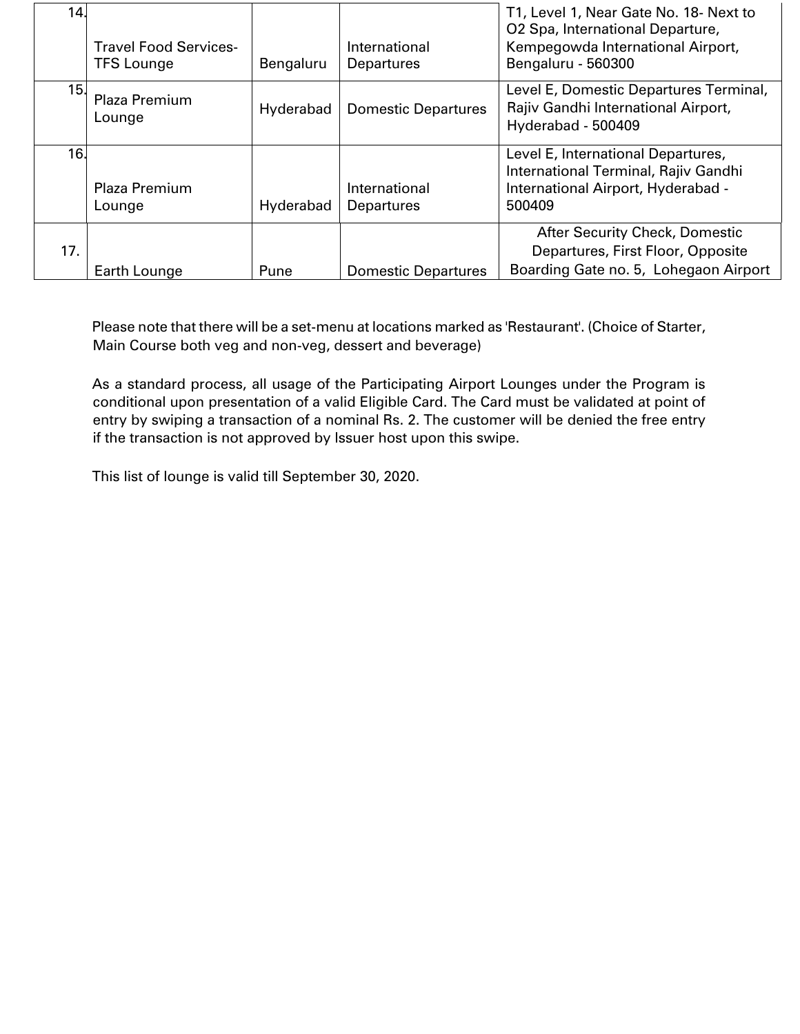| | | | | |
|---|---|---|---|---|
| 14. | Travel Food Services- TFS Lounge | Bengaluru | International Departures | T1, Level 1, Near Gate No. 18- Next to O2 Spa, International Departure, Kempegowda International Airport, Bengaluru - 560300 |
| 15. | Plaza Premium Lounge | Hyderabad | Domestic Departures | Level E, Domestic Departures Terminal, Rajiv Gandhi International Airport, Hyderabad - 500409 |
| 16. | Plaza Premium Lounge | Hyderabad | International Departures | Level E, International Departures, International Terminal, Rajiv Gandhi International Airport, Hyderabad - 500409 |
| 17. | Earth Lounge | Pune | Domestic Departures | After Security Check, Domestic Departures, First Floor, Opposite Boarding Gate no. 5, Lohegaon Airport |

Please note that there will be a set-menu at locations marked as 'Restaurant'. (Choice of Starter, Main Course both veg and non-veg, dessert and beverage)

As a standard process, all usage of the Participating Airport Lounges under the Program is conditional upon presentation of a valid Eligible Card. The Card must be validated at point of entry by swiping a transaction of a nominal Rs. 2. The customer will be denied the free entry if the transaction is not approved by Issuer host upon this swipe.

This list of lounge is valid till September 30, 2020.